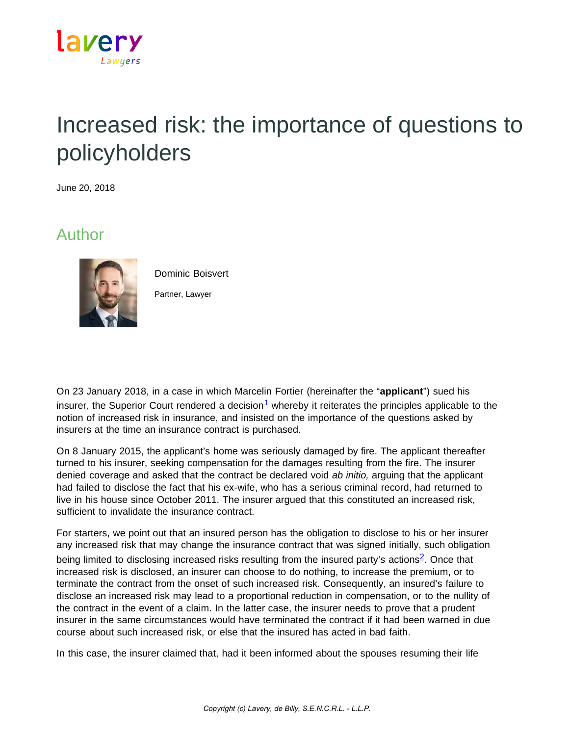# Increased risk: the importance of questions to policyholders

June 20, 2018

## Author

Dominic Boisvert

Partner, Lawyer

On 23 January 2018, in a case in which Marcelin Fortier (hereinafter the "**applicant**") sued his insurer, the Superior Court rendered a decision[1] whereby it reiterates the principles applicable to the notion of increased risk in insurance, and insisted on the importance of the questions asked by insurers at the time an insurance contract is purchased.

On 8 January 2015, the applicant's home was seriously damaged by fire. The applicant thereafter turned to his insurer, seeking compensation for the damages resulting from the fire. The insurer denied coverage and asked that the contract be declared void *ab initio,* arguing that the applicant had failed to disclose the fact that his ex-wife, who has a serious criminal record, had returned to live in his house since October 2011. The insurer argued that this constituted an increased risk, sufficient to invalidate the insurance contract.

For starters, we point out that an insured person has the obligation to disclose to his or her insurer any increased risk that may change the insurance contract that was signed initially, such obligation being limited to disclosing increased risks resulting from the insured party's actions[2]. Once that increased risk is disclosed, an insurer can choose to do nothing, to increase the premium, or to terminate the contract from the onset of such increased risk. Consequently, an insured's failure to disclose an increased risk may lead to a proportional reduction in compensation, or to the nullity of the contract in the event of a claim. In the latter case, the insurer needs to prove that a prudent insurer in the same circumstances would have terminated the contract if it had been warned in due course about such increased risk, or else that the insured has acted in bad faith.

In this case, the insurer claimed that, had it been informed about the spouses resuming their life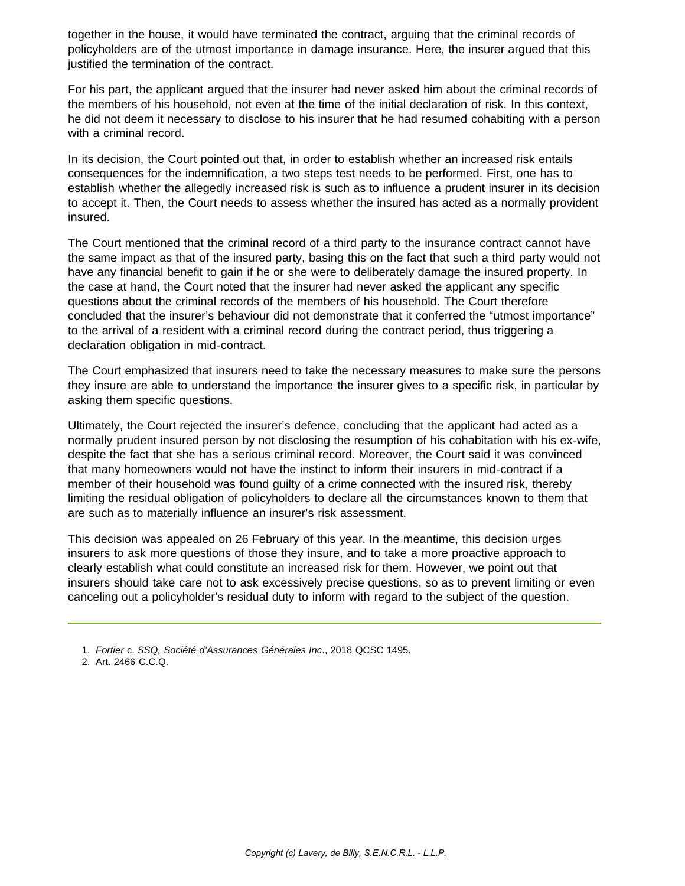together in the house, it would have terminated the contract, arguing that the criminal records of policyholders are of the utmost importance in damage insurance. Here, the insurer argued that this justified the termination of the contract.

For his part, the applicant argued that the insurer had never asked him about the criminal records of the members of his household, not even at the time of the initial declaration of risk. In this context, he did not deem it necessary to disclose to his insurer that he had resumed cohabiting with a person with a criminal record.

In its decision, the Court pointed out that, in order to establish whether an increased risk entails consequences for the indemnification, a two steps test needs to be performed. First, one has to establish whether the allegedly increased risk is such as to influence a prudent insurer in its decision to accept it. Then, the Court needs to assess whether the insured has acted as a normally provident insured.

The Court mentioned that the criminal record of a third party to the insurance contract cannot have the same impact as that of the insured party, basing this on the fact that such a third party would not have any financial benefit to gain if he or she were to deliberately damage the insured property. In the case at hand, the Court noted that the insurer had never asked the applicant any specific questions about the criminal records of the members of his household. The Court therefore concluded that the insurer's behaviour did not demonstrate that it conferred the "utmost importance" to the arrival of a resident with a criminal record during the contract period, thus triggering a declaration obligation in mid-contract.

The Court emphasized that insurers need to take the necessary measures to make sure the persons they insure are able to understand the importance the insurer gives to a specific risk, in particular by asking them specific questions.

Ultimately, the Court rejected the insurer's defence, concluding that the applicant had acted as a normally prudent insured person by not disclosing the resumption of his cohabitation with his ex-wife, despite the fact that she has a serious criminal record. Moreover, the Court said it was convinced that many homeowners would not have the instinct to inform their insurers in mid-contract if a member of their household was found guilty of a crime connected with the insured risk, thereby limiting the residual obligation of policyholders to declare all the circumstances known to them that are such as to materially influence an insurer's risk assessment.

This decision was appealed on 26 February of this year. In the meantime, this decision urges insurers to ask more questions of those they insure, and to take a more proactive approach to clearly establish what could constitute an increased risk for them. However, we point out that insurers should take care not to ask excessively precise questions, so as to prevent limiting or even canceling out a policyholder's residual duty to inform with regard to the subject of the question.

---

1. *Fortier* c. *SSQ, Société d'Assurances Générales Inc*., 2018 QCSC 1495.
2. Art. 2466 C.C.Q.

*Copyright (c) Lavery, de Billy, S.E.N.C.R.L. - L.L.P.*